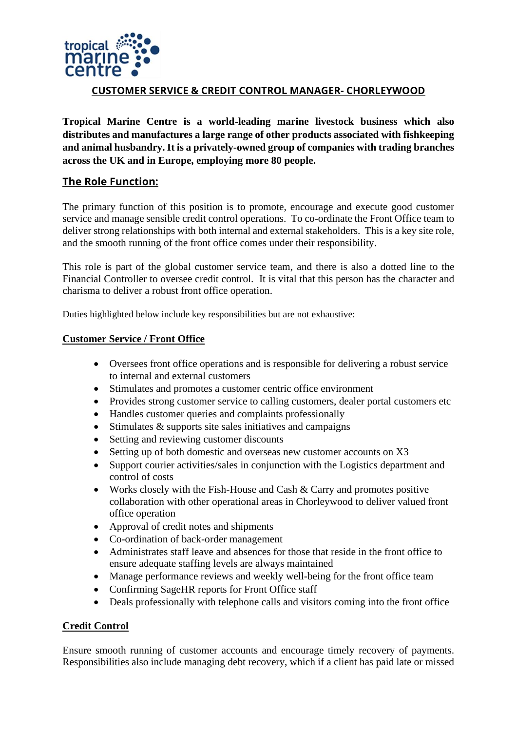# CUSTOMER SERVICE & CREDIT CONTROL MANAGER- CHORLEYWOOD

**Tropical Marine Centre is a world-leading marine livestock business which also distributes and manufactures a large range of other products associated with fishkeeping and animal husbandry. It is a privately-owned group of companies with trading branches across the UK and in Europe, employing more 80 people.**

## The Role Function:

The primary function of this position is to promote, encourage and execute good customer service and manage sensible credit control operations. To co-ordinate the Front Office team to deliver strong relationships with both internal and external stakeholders. This is a key site role, and the smooth running of the front office comes under their responsibility.

This role is part of the global customer service team, and there is also a dotted line to the Financial Controller to oversee credit control. It is vital that this person has the character and charisma to deliver a robust front office operation.

Duties highlighted below include key responsibilities but are not exhaustive:

### Customer Service / Front Office

- Oversees front office operations and is responsible for delivering a robust service to internal and external customers
- Stimulates and promotes a customer centric office environment
- Provides strong customer service to calling customers, dealer portal customers etc
- Handles customer queries and complaints professionally
- Stimulates & supports site sales initiatives and campaigns
- Setting and reviewing customer discounts
- Setting up of both domestic and overseas new customer accounts on X3
- Support courier activities/sales in conjunction with the Logistics department and control of costs
- Works closely with the Fish-House and Cash & Carry and promotes positive collaboration with other operational areas in Chorleywood to deliver valued front office operation
- Approval of credit notes and shipments
- Co-ordination of back-order management
- Administrates staff leave and absences for those that reside in the front office to ensure adequate staffing levels are always maintained
- Manage performance reviews and weekly well-being for the front office team
- Confirming SageHR reports for Front Office staff
- Deals professionally with telephone calls and visitors coming into the front office

### Credit Control

Ensure smooth running of customer accounts and encourage timely recovery of payments. Responsibilities also include managing debt recovery, which if a client has paid late or missed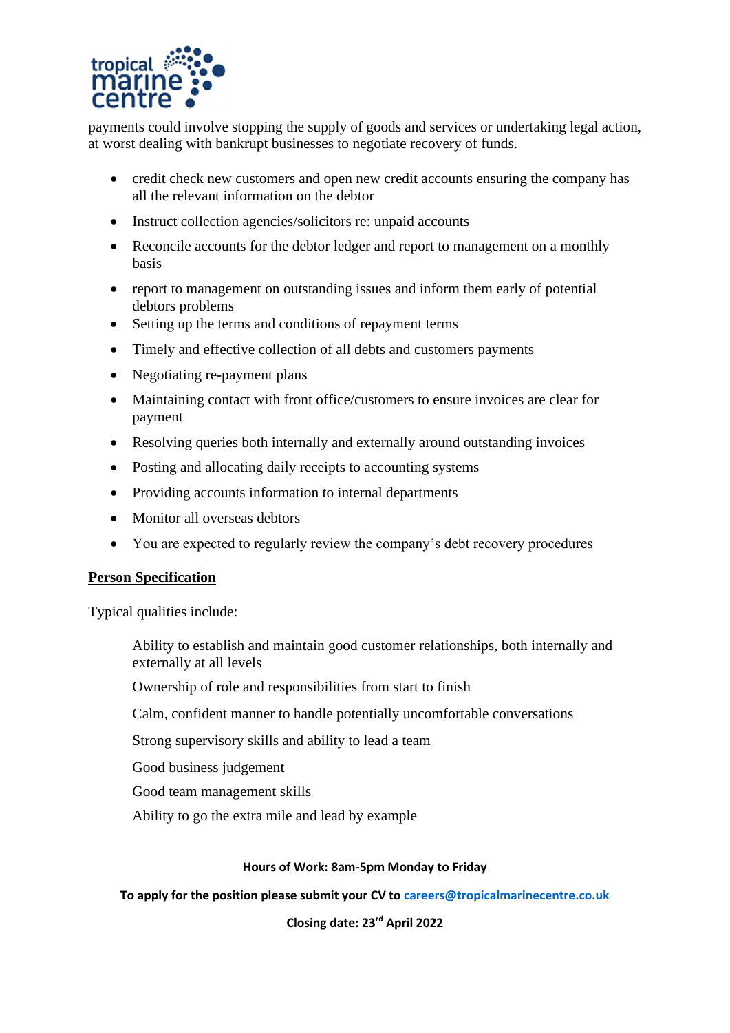payments could involve stopping the supply of goods and services or undertaking legal action, at worst dealing with bankrupt businesses to negotiate recovery of funds.

- credit check new customers and open new credit accounts ensuring the company has all the relevant information on the debtor
- Instruct collection agencies/solicitors re: unpaid accounts
- Reconcile accounts for the debtor ledger and report to management on a monthly basis
- report to management on outstanding issues and inform them early of potential debtors problems
- Setting up the terms and conditions of repayment terms
- Timely and effective collection of all debts and customers payments
- Negotiating re-payment plans
- Maintaining contact with front office/customers to ensure invoices are clear for payment
- Resolving queries both internally and externally around outstanding invoices
- Posting and allocating daily receipts to accounting systems
- Providing accounts information to internal departments
- Monitor all overseas debtors
- You are expected to regularly review the company's debt recovery procedures

**Person Specification**

Typical qualities include:

Ability to establish and maintain good customer relationships, both internally and externally at all levels

Ownership of role and responsibilities from start to finish

Calm, confident manner to handle potentially uncomfortable conversations

Strong supervisory skills and ability to lead a team

Good business judgement

Good team management skills

Ability to go the extra mile and lead by example

**Hours of Work: 8am-5pm Monday to Friday**

**To apply for the position please submit your CV to careers@tropicalmarinecentre.co.uk**

**Closing date: 23rd April 2022**